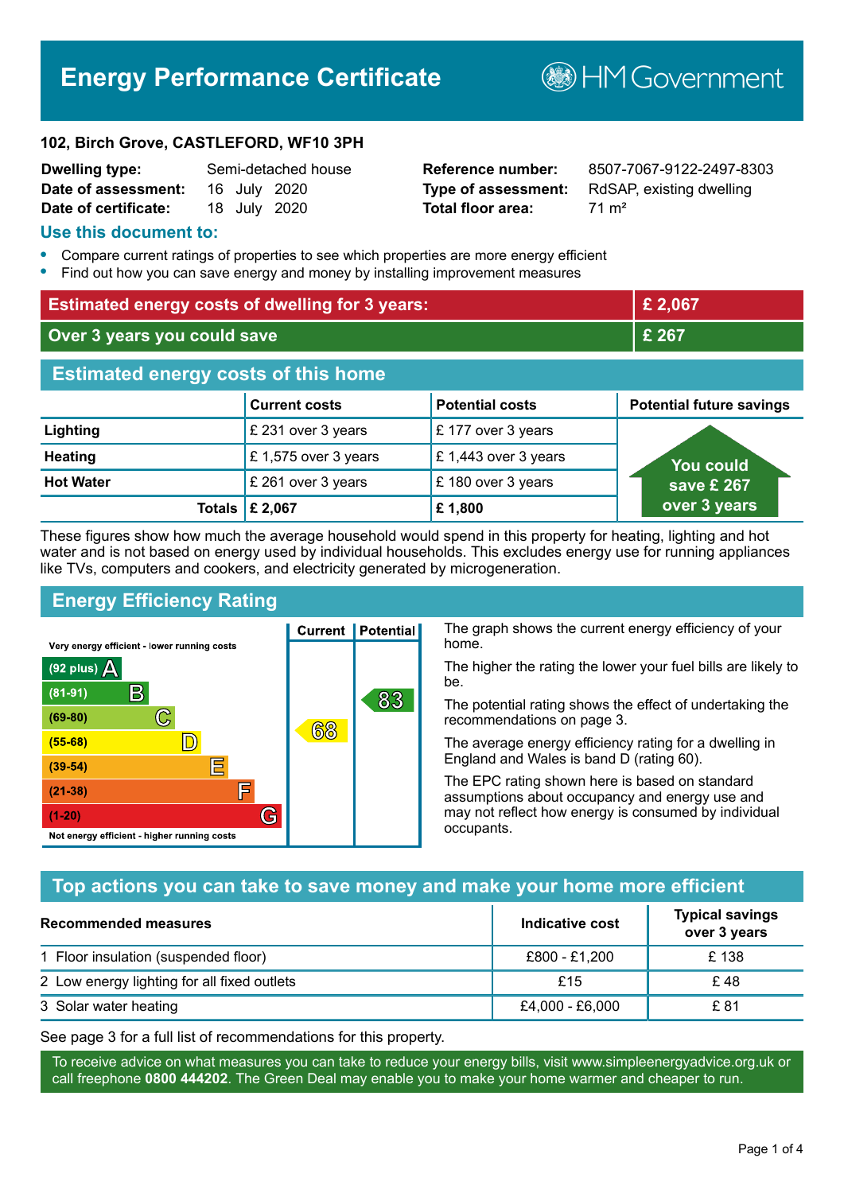# Energy Performance Certificate

HM Government

**102, Birch Grove, CASTLEFORD, WF10 3PH**

| | | | |
|---|---|---|---|
| **Dwelling type:** | Semi-detached house | **Reference number:** | 8507-7067-9122-2497-8303 |
| **Date of assessment:** | 16 July 2020 | **Type of assessment:** | RdSAP, existing dwelling |
| **Date of certificate:** | 18 July 2020 | **Total floor area:** | 71 m² |

## Use this document to:

- Compare current ratings of properties to see which properties are more energy efficient
- Find out how you can save energy and money by installing improvement measures

| | |
|---|---|
| **Estimated energy costs of dwelling for 3 years:** | **£ 2,067** |
| **Over 3 years you could save** | **£ 267** |

## Estimated energy costs of this home

| | Current costs | Potential costs | Potential future savings |
|---|---|---|---|
| **Lighting** | £ 231 over 3 years | £ 177 over 3 years | You could save £ 267 over 3 years |
| **Heating** | £ 1,575 over 3 years | £ 1,443 over 3 years | |
| **Hot Water** | £ 261 over 3 years | £ 180 over 3 years | |
| **Totals** | **£ 2,067** | **£ 1,800** | |

These figures show how much the average household would spend in this property for heating, lighting and hot water and is not based on energy used by individual households. This excludes energy use for running appliances like TVs, computers and cookers, and electricity generated by microgeneration.

## Energy Efficiency Rating

| Rating | Current | Potential |
|---|---|---|
| Very energy efficient - lower running costs | | |
| (92 plus) A | | |
| (81-91) B | | 83 |
| (69-80) C | | |
| (55-68) D | 68 | |
| (39-54) E | | |
| (21-38) F | | |
| (1-20) G | | |
| Not energy efficient - higher running costs | | |

The graph shows the current energy efficiency of your home.

The higher the rating the lower your fuel bills are likely to be.

The potential rating shows the effect of undertaking the recommendations on page 3.

The average energy efficiency rating for a dwelling in England and Wales is band D (rating 60).

The EPC rating shown here is based on standard assumptions about occupancy and energy use and may not reflect how energy is consumed by individual occupants.

## Top actions you can take to save money and make your home more efficient

| Recommended measures | Indicative cost | Typical savings over 3 years |
|---|---|---|
| 1 Floor insulation (suspended floor) | £800 - £1,200 | £ 138 |
| 2 Low energy lighting for all fixed outlets | £15 | £ 48 |
| 3 Solar water heating | £4,000 - £6,000 | £ 81 |

See page 3 for a full list of recommendations for this property.

To receive advice on what measures you can take to reduce your energy bills, visit www.simpleenergyadvice.org.uk or call freephone **0800 444202**. The Green Deal may enable you to make your home warmer and cheaper to run.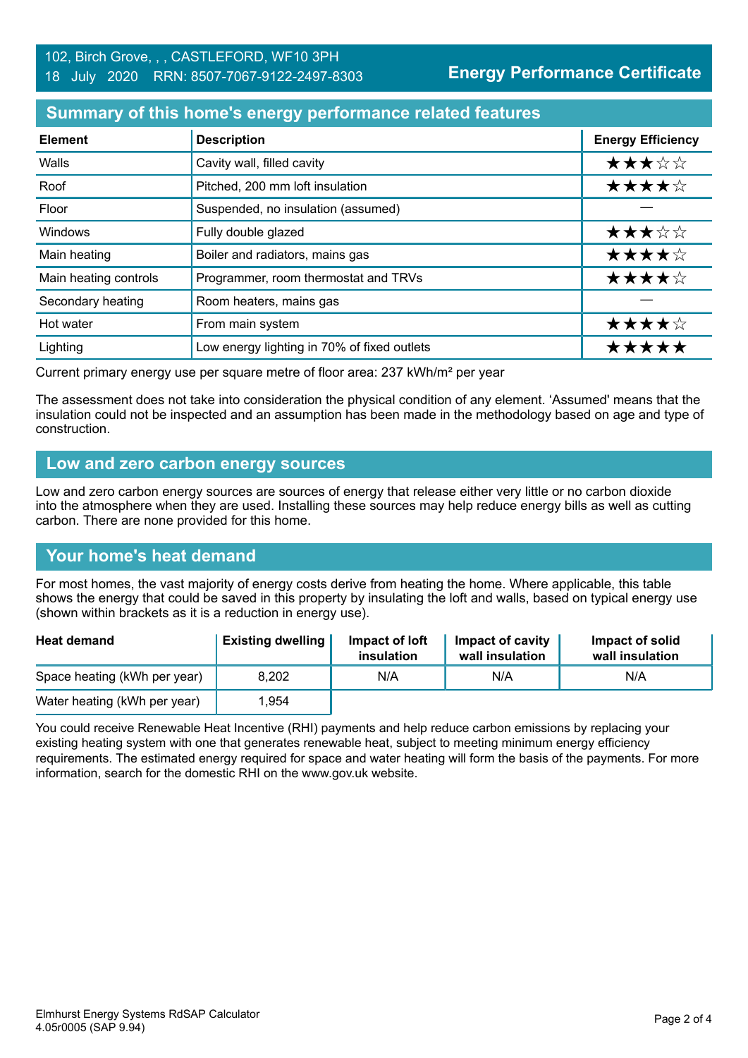102, Birch Grove, , , CASTLEFORD, WF10 3PH
18 July 2020 RRN: 8507-7067-9122-2497-8303

**Energy Performance Certificate**

## Summary of this home's energy performance related features

| Element | Description | Energy Efficiency |
|---|---|---|
| Walls | Cavity wall, filled cavity | ★★★☆☆ |
| Roof | Pitched, 200 mm loft insulation | ★★★★☆ |
| Floor | Suspended, no insulation (assumed) | — |
| Windows | Fully double glazed | ★★★☆☆ |
| Main heating | Boiler and radiators, mains gas | ★★★★☆ |
| Main heating controls | Programmer, room thermostat and TRVs | ★★★★☆ |
| Secondary heating | Room heaters, mains gas | — |
| Hot water | From main system | ★★★★☆ |
| Lighting | Low energy lighting in 70% of fixed outlets | ★★★★★ |

Current primary energy use per square metre of floor area: 237 kWh/m² per year

The assessment does not take into consideration the physical condition of any element. 'Assumed' means that the insulation could not be inspected and an assumption has been made in the methodology based on age and type of construction.

## Low and zero carbon energy sources

Low and zero carbon energy sources are sources of energy that release either very little or no carbon dioxide into the atmosphere when they are used. Installing these sources may help reduce energy bills as well as cutting carbon. There are none provided for this home.

## Your home's heat demand

For most homes, the vast majority of energy costs derive from heating the home. Where applicable, this table shows the energy that could be saved in this property by insulating the loft and walls, based on typical energy use (shown within brackets as it is a reduction in energy use).

| Heat demand | Existing dwelling | Impact of loft insulation | Impact of cavity wall insulation | Impact of solid wall insulation |
|---|---|---|---|---|
| Space heating (kWh per year) | 8,202 | N/A | N/A | N/A |
| Water heating (kWh per year) | 1,954 | | | |

You could receive Renewable Heat Incentive (RHI) payments and help reduce carbon emissions by replacing your existing heating system with one that generates renewable heat, subject to meeting minimum energy efficiency requirements. The estimated energy required for space and water heating will form the basis of the payments. For more information, search for the domestic RHI on the www.gov.uk website.

Elmhurst Energy Systems RdSAP Calculator
4.05r0005 (SAP 9.94)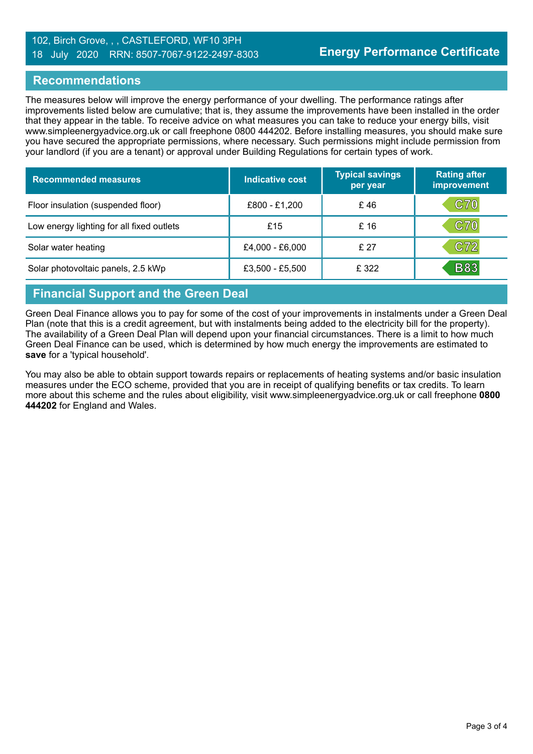102, Birch Grove, , , CASTLEFORD, WF10 3PH
18 July 2020 RRN: 8507-7067-9122-2497-8303

**Energy Performance Certificate**

## Recommendations

The measures below will improve the energy performance of your dwelling. The performance ratings after improvements listed below are cumulative; that is, they assume the improvements have been installed in the order that they appear in the table. To receive advice on what measures you can take to reduce your energy bills, visit www.simpleenergyadvice.org.uk or call freephone 0800 444202. Before installing measures, you should make sure you have secured the appropriate permissions, where necessary. Such permissions might include permission from your landlord (if you are a tenant) or approval under Building Regulations for certain types of work.

| Recommended measures | Indicative cost | Typical savings per year | Rating after improvement |
|---|---|---|---|
| Floor insulation (suspended floor) | £800 - £1,200 | £ 46 | C70 |
| Low energy lighting for all fixed outlets | £15 | £ 16 | C70 |
| Solar water heating | £4,000 - £6,000 | £ 27 | C72 |
| Solar photovoltaic panels, 2.5 kWp | £3,500 - £5,500 | £ 322 | B83 |

## Financial Support and the Green Deal

Green Deal Finance allows you to pay for some of the cost of your improvements in instalments under a Green Deal Plan (note that this is a credit agreement, but with instalments being added to the electricity bill for the property). The availability of a Green Deal Plan will depend upon your financial circumstances. There is a limit to how much Green Deal Finance can be used, which is determined by how much energy the improvements are estimated to **save** for a 'typical household'.

You may also be able to obtain support towards repairs or replacements of heating systems and/or basic insulation measures under the ECO scheme, provided that you are in receipt of qualifying benefits or tax credits. To learn more about this scheme and the rules about eligibility, visit www.simpleenergyadvice.org.uk or call freephone **0800 444202** for England and Wales.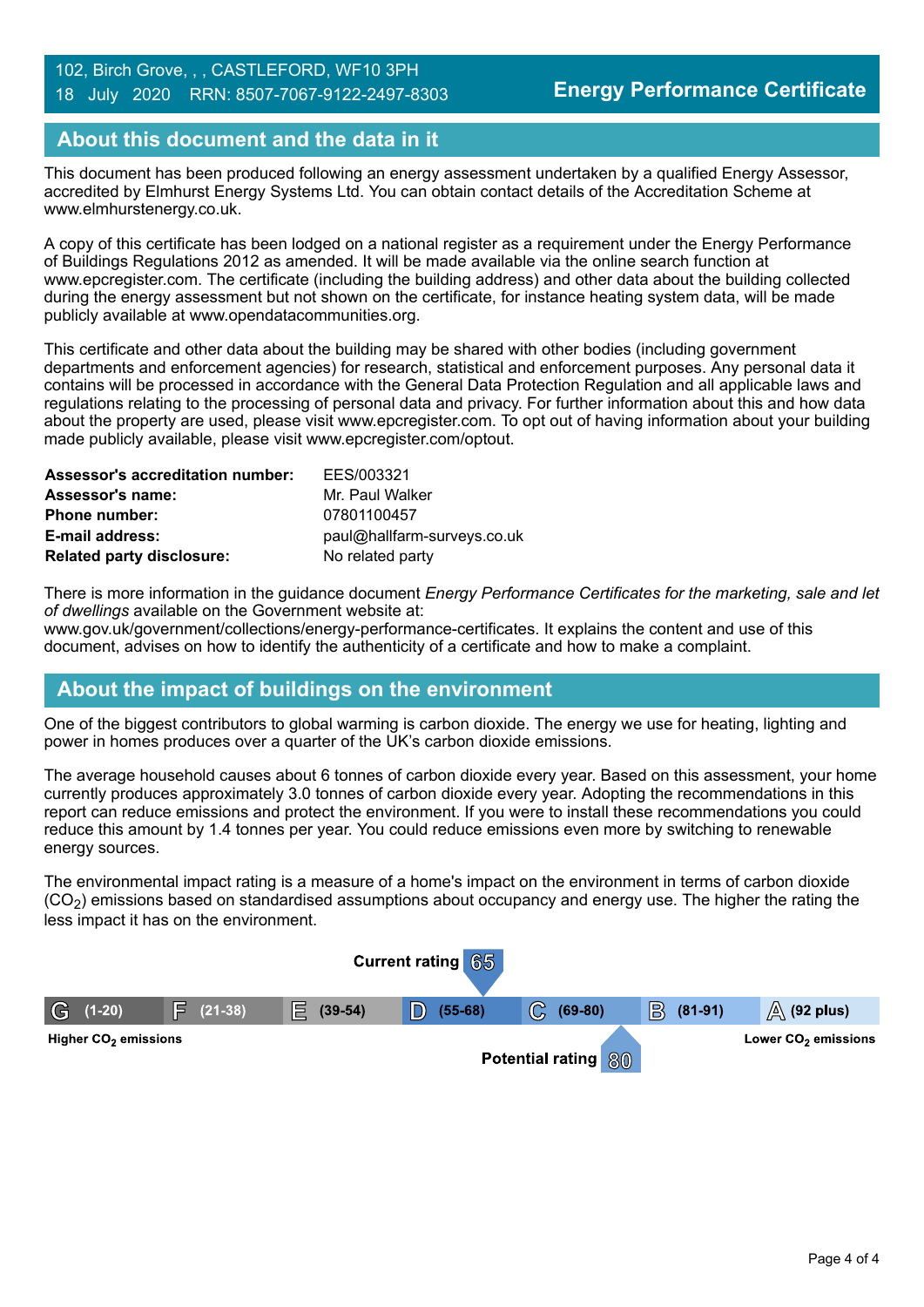102, Birch Grove, , , CASTLEFORD, WF10 3PH
18 July 2020 RRN: 8507-7067-9122-2497-8303

**Energy Performance Certificate**

## About this document and the data in it

This document has been produced following an energy assessment undertaken by a qualified Energy Assessor, accredited by Elmhurst Energy Systems Ltd. You can obtain contact details of the Accreditation Scheme at www.elmhurstenergy.co.uk.

A copy of this certificate has been lodged on a national register as a requirement under the Energy Performance of Buildings Regulations 2012 as amended. It will be made available via the online search function at www.epcregister.com. The certificate (including the building address) and other data about the building collected during the energy assessment but not shown on the certificate, for instance heating system data, will be made publicly available at www.opendatacommunities.org.

This certificate and other data about the building may be shared with other bodies (including government departments and enforcement agencies) for research, statistical and enforcement purposes. Any personal data it contains will be processed in accordance with the General Data Protection Regulation and all applicable laws and regulations relating to the processing of personal data and privacy. For further information about this and how data about the property are used, please visit www.epcregister.com. To opt out of having information about your building made publicly available, please visit www.epcregister.com/optout.

| | |
|---|---|
| **Assessor's accreditation number:** | EES/003321 |
| **Assessor's name:** | Mr. Paul Walker |
| **Phone number:** | 07801100457 |
| **E-mail address:** | paul@hallfarm-surveys.co.uk |
| **Related party disclosure:** | No related party |

There is more information in the guidance document *Energy Performance Certificates for the marketing, sale and let of dwellings* available on the Government website at: www.gov.uk/government/collections/energy-performance-certificates. It explains the content and use of this document, advises on how to identify the authenticity of a certificate and how to make a complaint.

## About the impact of buildings on the environment

One of the biggest contributors to global warming is carbon dioxide. The energy we use for heating, lighting and power in homes produces over a quarter of the UK's carbon dioxide emissions.

The average household causes about 6 tonnes of carbon dioxide every year. Based on this assessment, your home currently produces approximately 3.0 tonnes of carbon dioxide every year. Adopting the recommendations in this report can reduce emissions and protect the environment. If you were to install these recommendations you could reduce this amount by 1.4 tonnes per year. You could reduce emissions even more by switching to renewable energy sources.

The environmental impact rating is a measure of a home's impact on the environment in terms of carbon dioxide ($CO_2$) emissions based on standardised assumptions about occupancy and energy use. The higher the rating the less impact it has on the environment.

Current rating 65

G (1-20)
F (21-38)
E (39-54)
D (55-68)
C (69-80)
B (81-91)
A (92 plus)

Higher $CO_2$ emissions
Lower $CO_2$ emissions

Potential rating 80